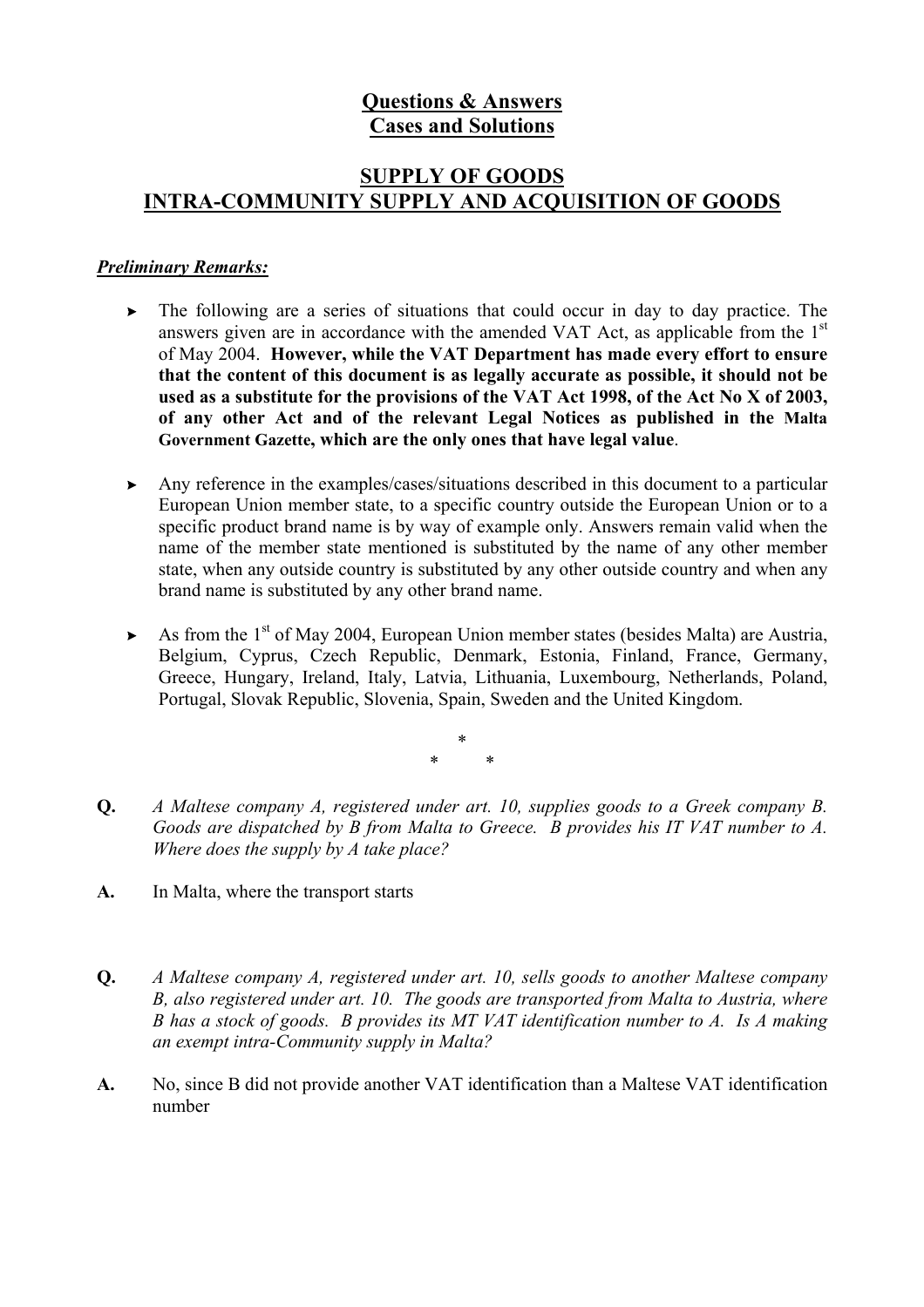# Questions & Answers
# Cases and Solutions

## SUPPLY OF GOODS
## INTRA-COMMUNITY SUPPLY AND ACQUISITION OF GOODS

***Preliminary Remarks:***

- The following are a series of situations that could occur in day to day practice. The answers given are in accordance with the amended VAT Act, as applicable from the 1st of May 2004. **However, while the VAT Department has made every effort to ensure that the content of this document is as legally accurate as possible, it should not be used as a substitute for the provisions of the VAT Act 1998, of the Act No X of 2003, of any other Act and of the relevant Legal Notices as published in the Malta Government Gazette, which are the only ones that have legal value**.

- Any reference in the examples/cases/situations described in this document to a particular European Union member state, to a specific country outside the European Union or to a specific product brand name is by way of example only. Answers remain valid when the name of the member state mentioned is substituted by the name of any other member state, when any outside country is substituted by any other outside country and when any brand name is substituted by any other brand name.

- As from the 1st of May 2004, European Union member states (besides Malta) are Austria, Belgium, Cyprus, Czech Republic, Denmark, Estonia, Finland, France, Germany, Greece, Hungary, Ireland, Italy, Latvia, Lithuania, Luxembourg, Netherlands, Poland, Portugal, Slovak Republic, Slovenia, Spain, Sweden and the United Kingdom.

\* \* \*

**Q.** *A Maltese company A, registered under art. 10, supplies goods to a Greek company B. Goods are dispatched by B from Malta to Greece. B provides his IT VAT number to A. Where does the supply by A take place?*

**A.** In Malta, where the transport starts

**Q.** *A Maltese company A, registered under art. 10, sells goods to another Maltese company B, also registered under art. 10. The goods are transported from Malta to Austria, where B has a stock of goods. B provides its MT VAT identification number to A. Is A making an exempt intra-Community supply in Malta?*

**A.** No, since B did not provide another VAT identification than a Maltese VAT identification number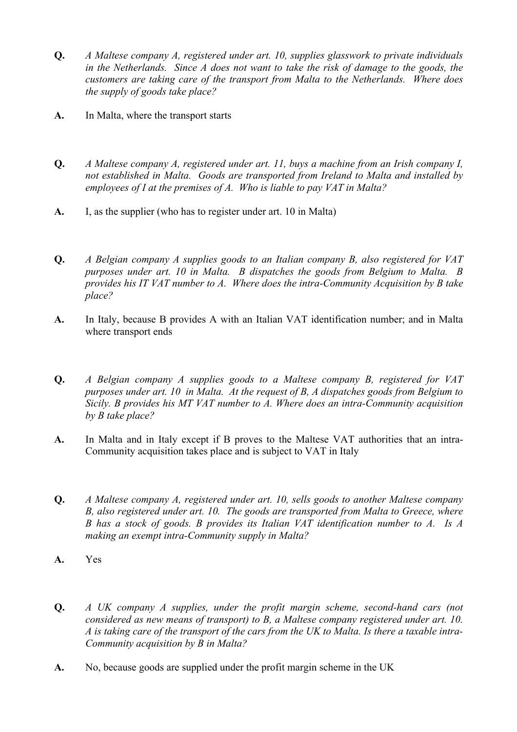**Q.** *A Maltese company A, registered under art. 10, supplies glasswork to private individuals in the Netherlands. Since A does not want to take the risk of damage to the goods, the customers are taking care of the transport from Malta to the Netherlands. Where does the supply of goods take place?*

**A.** In Malta, where the transport starts

**Q.** *A Maltese company A, registered under art. 11, buys a machine from an Irish company I, not established in Malta. Goods are transported from Ireland to Malta and installed by employees of I at the premises of A. Who is liable to pay VAT in Malta?*

**A.** I, as the supplier (who has to register under art. 10 in Malta)

**Q.** *A Belgian company A supplies goods to an Italian company B, also registered for VAT purposes under art. 10 in Malta. B dispatches the goods from Belgium to Malta. B provides his IT VAT number to A. Where does the intra-Community Acquisition by B take place?*

**A.** In Italy, because B provides A with an Italian VAT identification number; and in Malta where transport ends

**Q.** *A Belgian company A supplies goods to a Maltese company B, registered for VAT purposes under art. 10 in Malta. At the request of B, A dispatches goods from Belgium to Sicily. B provides his MT VAT number to A. Where does an intra-Community acquisition by B take place?*

**A.** In Malta and in Italy except if B proves to the Maltese VAT authorities that an intra-Community acquisition takes place and is subject to VAT in Italy

**Q.** *A Maltese company A, registered under art. 10, sells goods to another Maltese company B, also registered under art. 10. The goods are transported from Malta to Greece, where B has a stock of goods. B provides its Italian VAT identification number to A. Is A making an exempt intra-Community supply in Malta?*

**A.** Yes

**Q.** *A UK company A supplies, under the profit margin scheme, second-hand cars (not considered as new means of transport) to B, a Maltese company registered under art. 10. A is taking care of the transport of the cars from the UK to Malta. Is there a taxable intra-Community acquisition by B in Malta?*

**A.** No, because goods are supplied under the profit margin scheme in the UK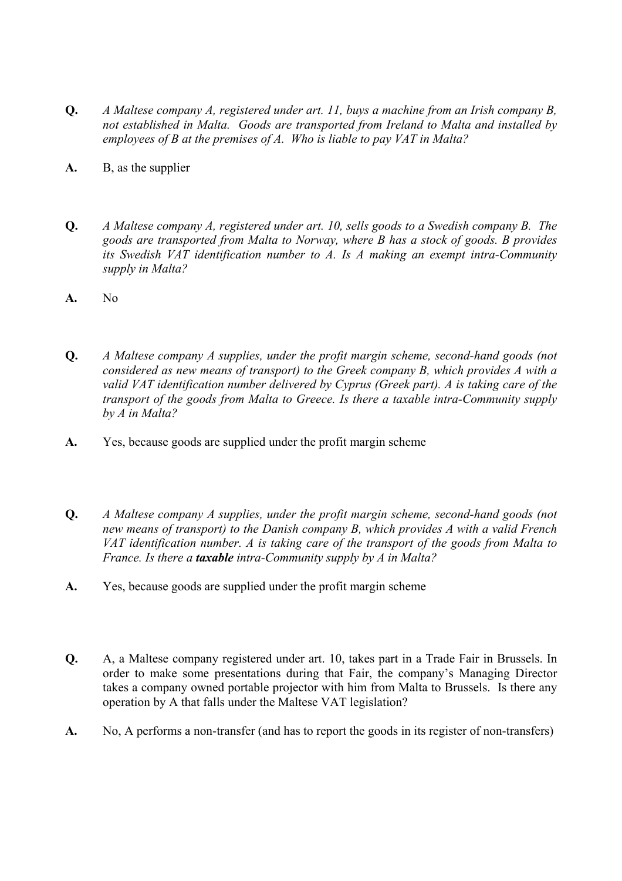**Q.** *A Maltese company A, registered under art. 11, buys a machine from an Irish company B, not established in Malta. Goods are transported from Ireland to Malta and installed by employees of B at the premises of A. Who is liable to pay VAT in Malta?*

**A.** B, as the supplier

**Q.** *A Maltese company A, registered under art. 10, sells goods to a Swedish company B. The goods are transported from Malta to Norway, where B has a stock of goods. B provides its Swedish VAT identification number to A. Is A making an exempt intra-Community supply in Malta?*

**A.** No

**Q.** *A Maltese company A supplies, under the profit margin scheme, second-hand goods (not considered as new means of transport) to the Greek company B, which provides A with a valid VAT identification number delivered by Cyprus (Greek part). A is taking care of the transport of the goods from Malta to Greece. Is there a taxable intra-Community supply by A in Malta?*

**A.** Yes, because goods are supplied under the profit margin scheme

**Q.** *A Maltese company A supplies, under the profit margin scheme, second-hand goods (not new means of transport) to the Danish company B, which provides A with a valid French VAT identification number. A is taking care of the transport of the goods from Malta to France. Is there a* ***taxable*** *intra-Community supply by A in Malta?*

**A.** Yes, because goods are supplied under the profit margin scheme

**Q.** A, a Maltese company registered under art. 10, takes part in a Trade Fair in Brussels. In order to make some presentations during that Fair, the company's Managing Director takes a company owned portable projector with him from Malta to Brussels. Is there any operation by A that falls under the Maltese VAT legislation?

**A.** No, A performs a non-transfer (and has to report the goods in its register of non-transfers)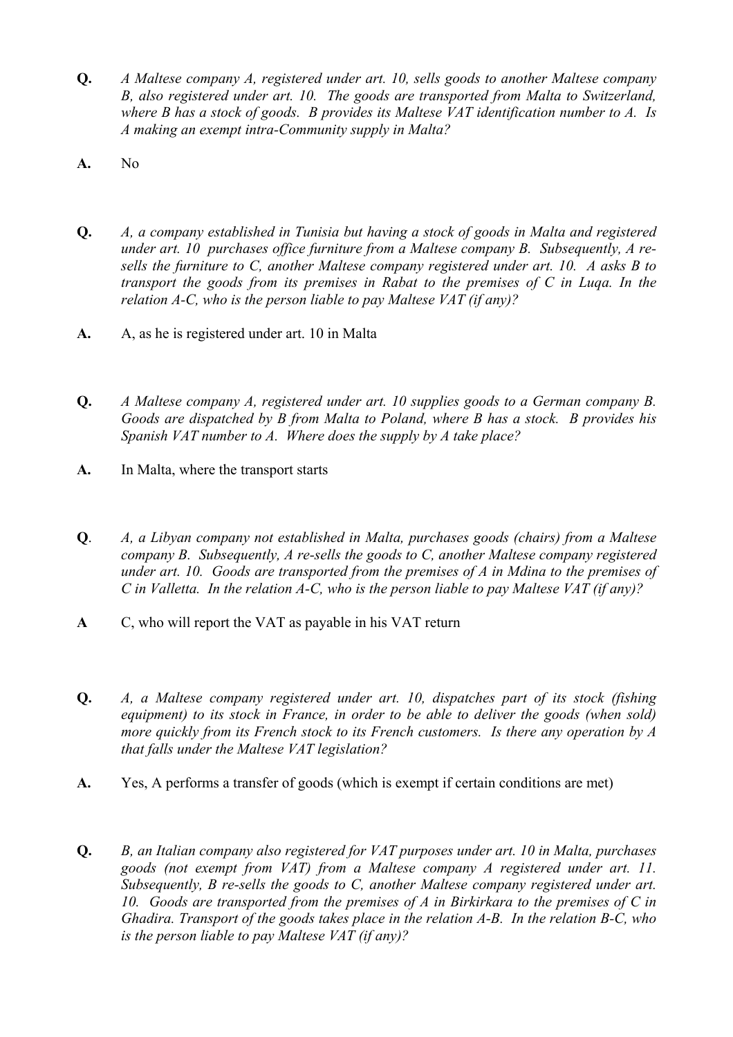**Q.** *A Maltese company A, registered under art. 10, sells goods to another Maltese company B, also registered under art. 10. The goods are transported from Malta to Switzerland, where B has a stock of goods. B provides its Maltese VAT identification number to A. Is A making an exempt intra-Community supply in Malta?*

**A.** No

**Q.** *A, a company established in Tunisia but having a stock of goods in Malta and registered under art. 10 purchases office furniture from a Maltese company B. Subsequently, A re-sells the furniture to C, another Maltese company registered under art. 10. A asks B to transport the goods from its premises in Rabat to the premises of C in Luqa. In the relation A-C, who is the person liable to pay Maltese VAT (if any)?*

**A.** A, as he is registered under art. 10 in Malta

**Q.** *A Maltese company A, registered under art. 10 supplies goods to a German company B. Goods are dispatched by B from Malta to Poland, where B has a stock. B provides his Spanish VAT number to A. Where does the supply by A take place?*

**A.** In Malta, where the transport starts

**Q**. *A, a Libyan company not established in Malta, purchases goods (chairs) from a Maltese company B. Subsequently, A re-sells the goods to C, another Maltese company registered under art. 10. Goods are transported from the premises of A in Mdina to the premises of C in Valletta. In the relation A-C, who is the person liable to pay Maltese VAT (if any)?*

**A** C, who will report the VAT as payable in his VAT return

**Q.** *A, a Maltese company registered under art. 10, dispatches part of its stock (fishing equipment) to its stock in France, in order to be able to deliver the goods (when sold) more quickly from its French stock to its French customers. Is there any operation by A that falls under the Maltese VAT legislation?*

**A.** Yes, A performs a transfer of goods (which is exempt if certain conditions are met)

**Q.** *B, an Italian company also registered for VAT purposes under art. 10 in Malta, purchases goods (not exempt from VAT) from a Maltese company A registered under art. 11. Subsequently, B re-sells the goods to C, another Maltese company registered under art. 10. Goods are transported from the premises of A in Birkirkara to the premises of C in Ghadira. Transport of the goods takes place in the relation A-B. In the relation B-C, who is the person liable to pay Maltese VAT (if any)?*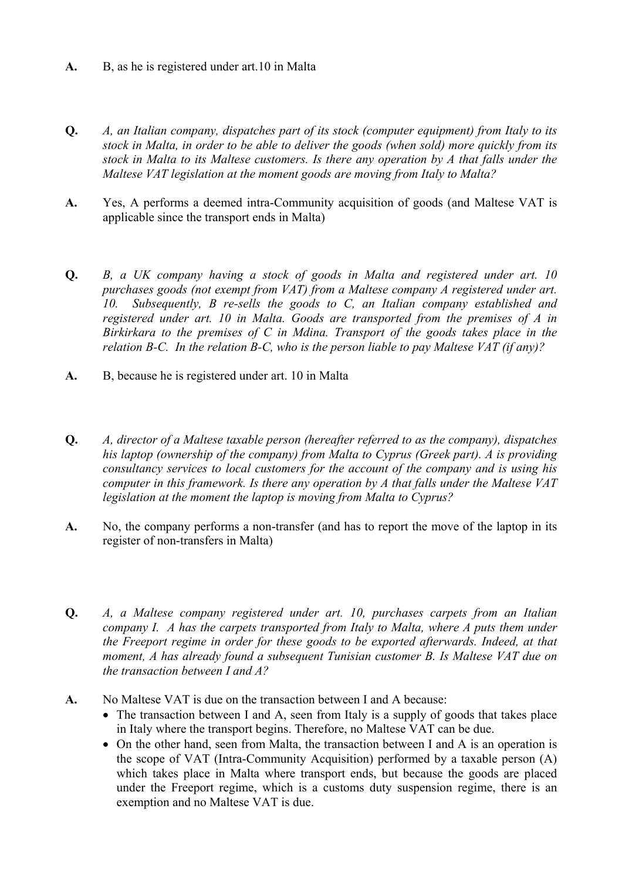**A.** B, as he is registered under art.10 in Malta

**Q.** *A, an Italian company, dispatches part of its stock (computer equipment) from Italy to its stock in Malta, in order to be able to deliver the goods (when sold) more quickly from its stock in Malta to its Maltese customers. Is there any operation by A that falls under the Maltese VAT legislation at the moment goods are moving from Italy to Malta?*

**A.** Yes, A performs a deemed intra-Community acquisition of goods (and Maltese VAT is applicable since the transport ends in Malta)

**Q.** *B, a UK company having a stock of goods in Malta and registered under art. 10 purchases goods (not exempt from VAT) from a Maltese company A registered under art. 10. Subsequently, B re-sells the goods to C, an Italian company established and registered under art. 10 in Malta. Goods are transported from the premises of A in Birkirkara to the premises of C in Mdina. Transport of the goods takes place in the relation B-C. In the relation B-C, who is the person liable to pay Maltese VAT (if any)?*

**A.** B, because he is registered under art. 10 in Malta

**Q.** *A, director of a Maltese taxable person (hereafter referred to as the company), dispatches his laptop (ownership of the company) from Malta to Cyprus (Greek part). A is providing consultancy services to local customers for the account of the company and is using his computer in this framework. Is there any operation by A that falls under the Maltese VAT legislation at the moment the laptop is moving from Malta to Cyprus?*

**A.** No, the company performs a non-transfer (and has to report the move of the laptop in its register of non-transfers in Malta)

**Q.** *A, a Maltese company registered under art. 10, purchases carpets from an Italian company I. A has the carpets transported from Italy to Malta, where A puts them under the Freeport regime in order for these goods to be exported afterwards. Indeed, at that moment, A has already found a subsequent Tunisian customer B. Is Maltese VAT due on the transaction between I and A?*

**A.** No Maltese VAT is due on the transaction between I and A because:

- The transaction between I and A, seen from Italy is a supply of goods that takes place in Italy where the transport begins. Therefore, no Maltese VAT can be due.
- On the other hand, seen from Malta, the transaction between I and A is an operation is the scope of VAT (Intra-Community Acquisition) performed by a taxable person (A) which takes place in Malta where transport ends, but because the goods are placed under the Freeport regime, which is a customs duty suspension regime, there is an exemption and no Maltese VAT is due.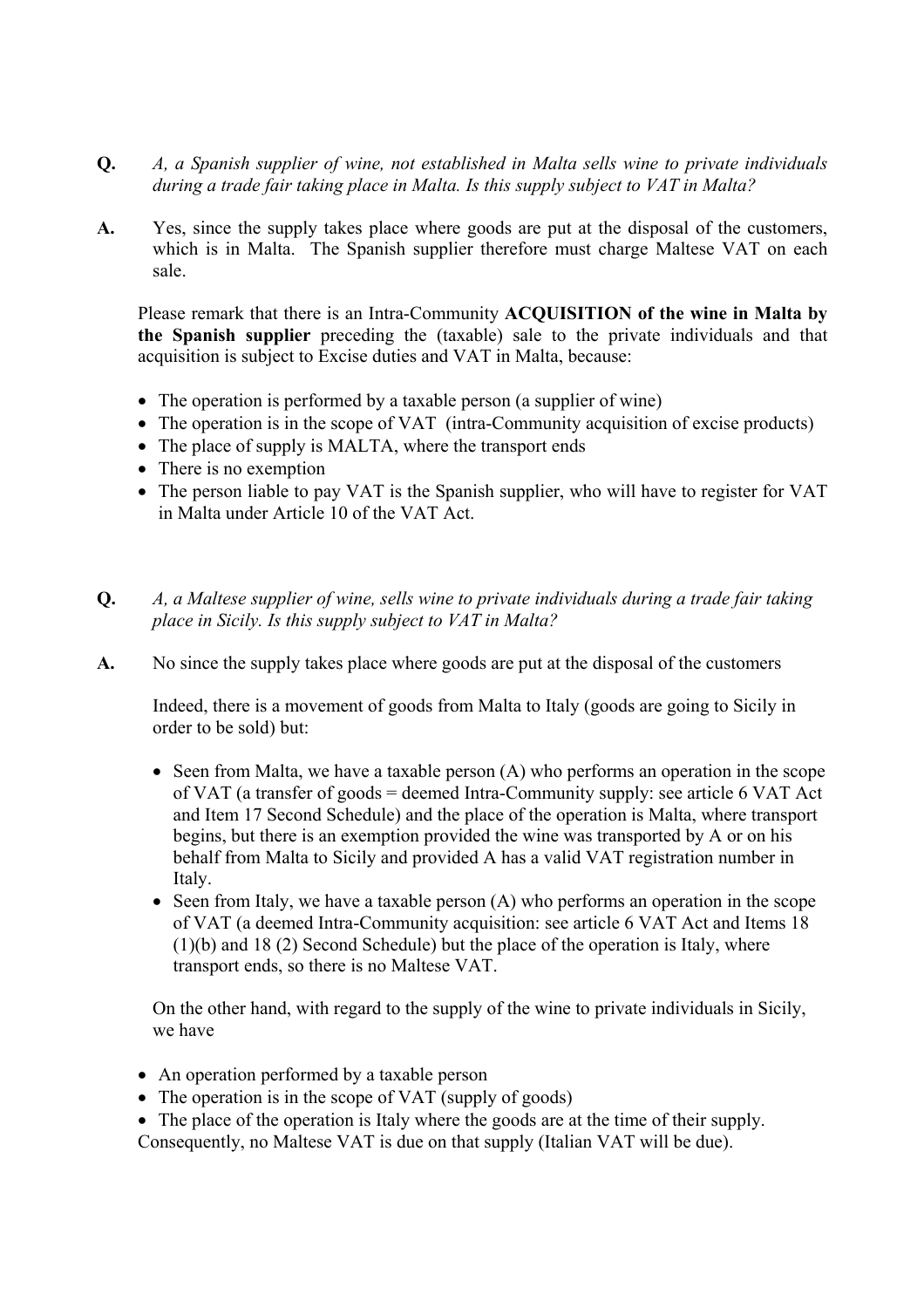**Q.** *A, a Spanish supplier of wine, not established in Malta sells wine to private individuals during a trade fair taking place in Malta. Is this supply subject to VAT in Malta?*

**A.** Yes, since the supply takes place where goods are put at the disposal of the customers, which is in Malta. The Spanish supplier therefore must charge Maltese VAT on each sale.

Please remark that there is an Intra-Community **ACQUISITION of the wine in Malta by the Spanish supplier** preceding the (taxable) sale to the private individuals and that acquisition is subject to Excise duties and VAT in Malta, because:

- The operation is performed by a taxable person (a supplier of wine)
- The operation is in the scope of VAT (intra-Community acquisition of excise products)
- The place of supply is MALTA, where the transport ends
- There is no exemption
- The person liable to pay VAT is the Spanish supplier, who will have to register for VAT in Malta under Article 10 of the VAT Act.

**Q.** *A, a Maltese supplier of wine, sells wine to private individuals during a trade fair taking place in Sicily. Is this supply subject to VAT in Malta?*

**A.** No since the supply takes place where goods are put at the disposal of the customers

Indeed, there is a movement of goods from Malta to Italy (goods are going to Sicily in order to be sold) but:

- Seen from Malta, we have a taxable person (A) who performs an operation in the scope of VAT (a transfer of goods = deemed Intra-Community supply: see article 6 VAT Act and Item 17 Second Schedule) and the place of the operation is Malta, where transport begins, but there is an exemption provided the wine was transported by A or on his behalf from Malta to Sicily and provided A has a valid VAT registration number in Italy.
- Seen from Italy, we have a taxable person (A) who performs an operation in the scope of VAT (a deemed Intra-Community acquisition: see article 6 VAT Act and Items 18 (1)(b) and 18 (2) Second Schedule) but the place of the operation is Italy, where transport ends, so there is no Maltese VAT.

On the other hand, with regard to the supply of the wine to private individuals in Sicily, we have

- An operation performed by a taxable person
- The operation is in the scope of VAT (supply of goods)
- The place of the operation is Italy where the goods are at the time of their supply.

Consequently, no Maltese VAT is due on that supply (Italian VAT will be due).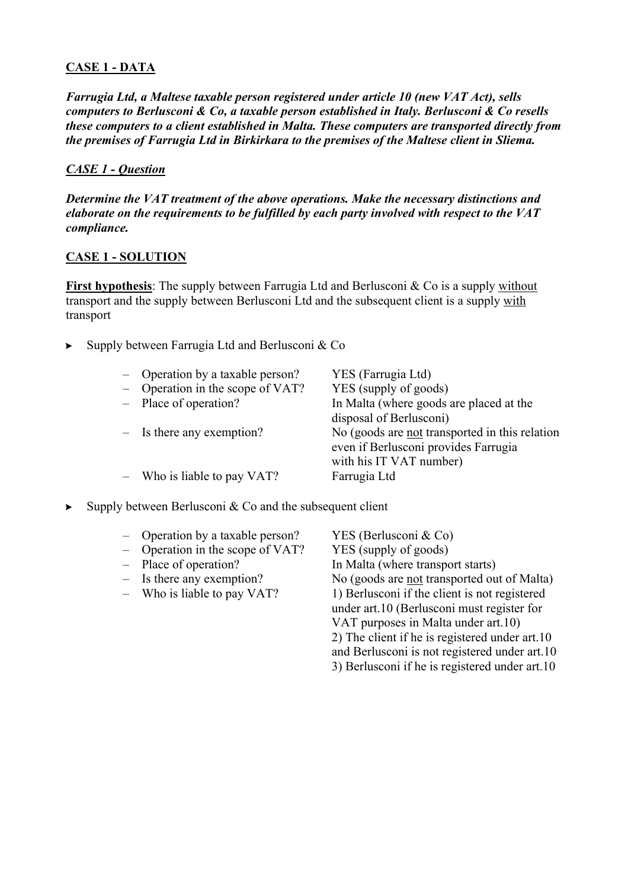**CASE 1 - DATA**

***Farrugia Ltd, a Maltese taxable person registered under article 10 (new VAT Act), sells computers to Berlusconi & Co, a taxable person established in Italy. Berlusconi & Co resells these computers to a client established in Malta. These computers are transported directly from the premises of Farrugia Ltd in Birkirkara to the premises of the Maltese client in Sliema.***

***CASE 1 - Question***

***Determine the VAT treatment of the above operations. Make the necessary distinctions and elaborate on the requirements to be fulfilled by each party involved with respect to the VAT compliance.***

**CASE 1 - SOLUTION**

**First hypothesis**: The supply between Farrugia Ltd and Berlusconi & Co is a supply without transport and the supply between Berlusconi Ltd and the subsequent client is a supply with transport

- Supply between Farrugia Ltd and Berlusconi & Co

| | |
|---|---|
| – Operation by a taxable person? | YES (Farrugia Ltd) |
| – Operation in the scope of VAT? | YES (supply of goods) |
| – Place of operation? | In Malta (where goods are placed at the disposal of Berlusconi) |
| – Is there any exemption? | No (goods are not transported in this relation even if Berlusconi provides Farrugia with his IT VAT number) |
| – Who is liable to pay VAT? | Farrugia Ltd |

- Supply between Berlusconi & Co and the subsequent client

| | |
|---|---|
| – Operation by a taxable person? | YES (Berlusconi & Co) |
| – Operation in the scope of VAT? | YES (supply of goods) |
| – Place of operation? | In Malta (where transport starts) |
| – Is there any exemption? | No (goods are not transported out of Malta) |
| – Who is liable to pay VAT? | 1) Berlusconi if the client is not registered under art.10 (Berlusconi must register for VAT purposes in Malta under art.10)<br>2) The client if he is registered under art.10 and Berlusconi is not registered under art.10<br>3) Berlusconi if he is registered under art.10 |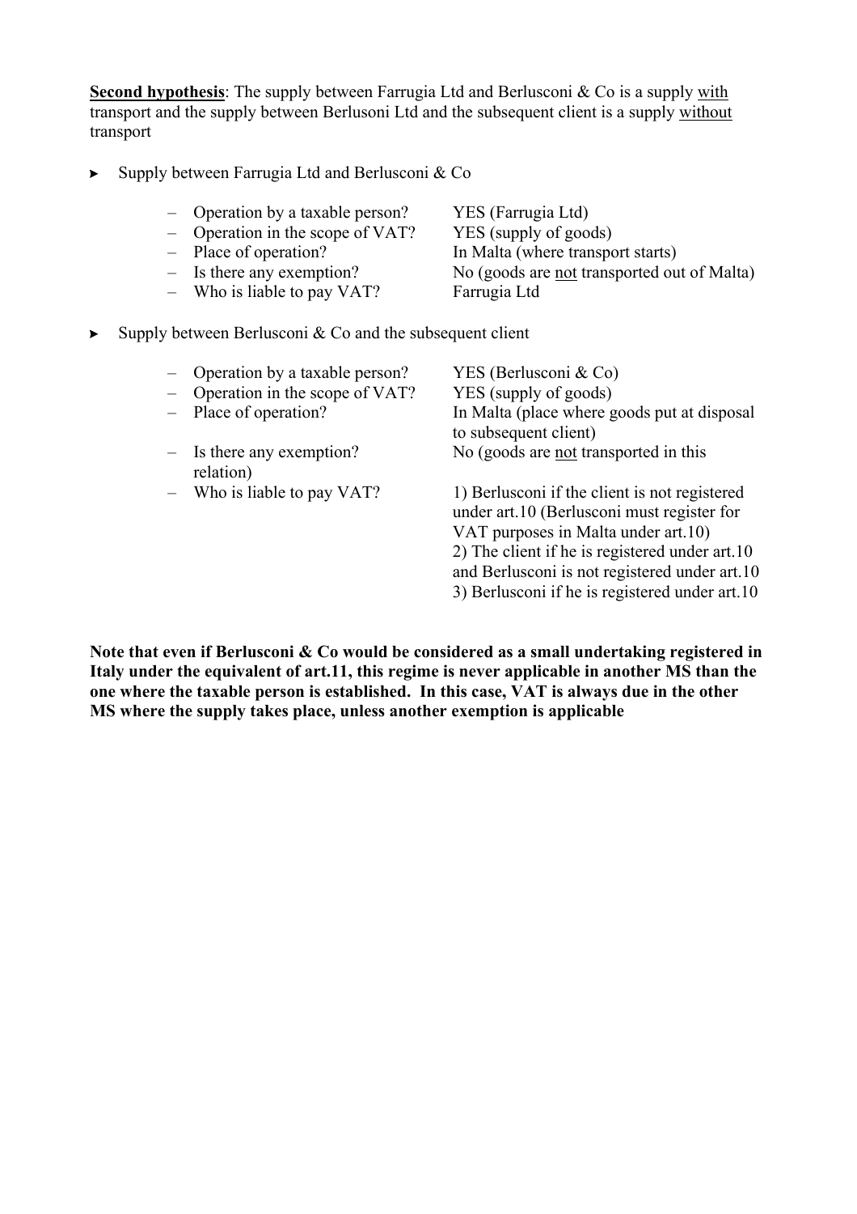**<u>Second hypothesis</u>**: The supply between Farrugia Ltd and Berlusconi & Co is a supply <u>with</u> transport and the supply between Berlusoni Ltd and the subsequent client is a supply <u>without</u> transport

- Supply between Farrugia Ltd and Berlusconi & Co

  - Operation by a taxable person? YES (Farrugia Ltd)
  - Operation in the scope of VAT? YES (supply of goods)
  - Place of operation? In Malta (where transport starts)
  - Is there any exemption? No (goods are <u>not</u> transported out of Malta)
  - Who is liable to pay VAT? Farrugia Ltd

- Supply between Berlusconi & Co and the subsequent client

  - Operation by a taxable person? YES (Berlusconi & Co)
  - Operation in the scope of VAT? YES (supply of goods)
  - Place of operation? In Malta (place where goods put at disposal to subsequent client)
  - Is there any exemption? No (goods are <u>not</u> transported in this relation)
  - Who is liable to pay VAT? 1) Berlusconi if the client is not registered under art.10 (Berlusconi must register for VAT purposes in Malta under art.10) 2) The client if he is registered under art.10 and Berlusconi is not registered under art.10 3) Berlusconi if he is registered under art.10

**Note that even if Berlusconi & Co would be considered as a small undertaking registered in Italy under the equivalent of art.11, this regime is never applicable in another MS than the one where the taxable person is established. In this case, VAT is always due in the other MS where the supply takes place, unless another exemption is applicable**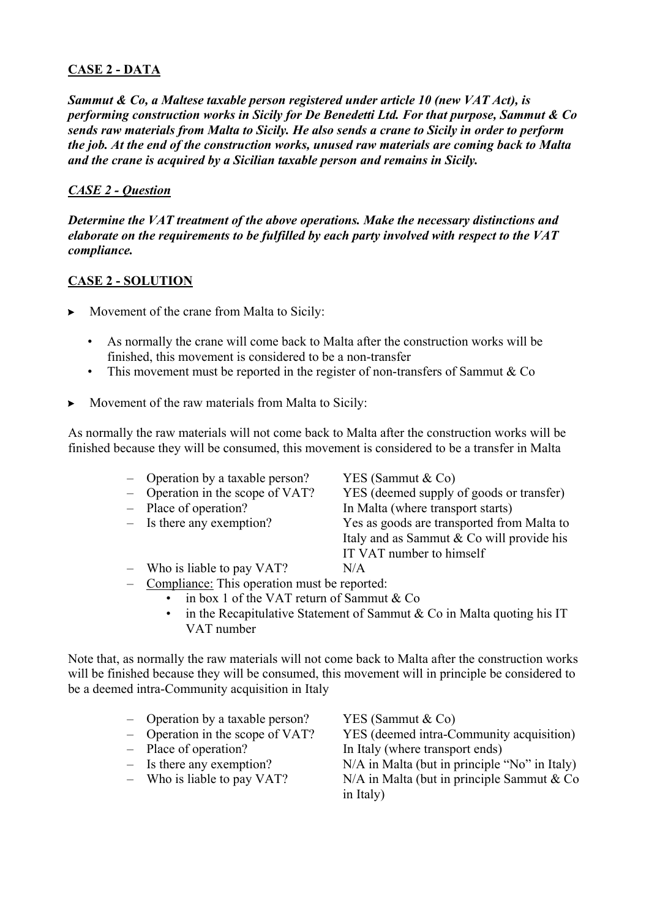**CASE 2 - DATA**

***Sammut & Co, a Maltese taxable person registered under article 10 (new VAT Act), is performing construction works in Sicily for De Benedetti Ltd. For that purpose, Sammut & Co sends raw materials from Malta to Sicily. He also sends a crane to Sicily in order to perform the job. At the end of the construction works, unused raw materials are coming back to Malta and the crane is acquired by a Sicilian taxable person and remains in Sicily.***

***CASE 2 - Question***

***Determine the VAT treatment of the above operations. Make the necessary distinctions and elaborate on the requirements to be fulfilled by each party involved with respect to the VAT compliance.***

**CASE 2 - SOLUTION**

- Movement of the crane from Malta to Sicily:
  - As normally the crane will come back to Malta after the construction works will be finished, this movement is considered to be a non-transfer
  - This movement must be reported in the register of non-transfers of Sammut & Co

- Movement of the raw materials from Malta to Sicily:

As normally the raw materials will not come back to Malta after the construction works will be finished because they will be consumed, this movement is considered to be a transfer in Malta

- Operation by a taxable person? YES (Sammut & Co)
- Operation in the scope of VAT? YES (deemed supply of goods or transfer)
- Place of operation? In Malta (where transport starts)
- Is there any exemption? Yes as goods are transported from Malta to Italy and as Sammut & Co will provide his IT VAT number to himself
- Who is liable to pay VAT? N/A
- Compliance: This operation must be reported:
  - in box 1 of the VAT return of Sammut & Co
  - in the Recapitulative Statement of Sammut & Co in Malta quoting his IT VAT number

Note that, as normally the raw materials will not come back to Malta after the construction works will be finished because they will be consumed, this movement will in principle be considered to be a deemed intra-Community acquisition in Italy

- Operation by a taxable person? YES (Sammut & Co)
- Operation in the scope of VAT? YES (deemed intra-Community acquisition)
- Place of operation? In Italy (where transport ends)
- Is there any exemption? N/A in Malta (but in principle "No" in Italy)
- Who is liable to pay VAT? N/A in Malta (but in principle Sammut & Co in Italy)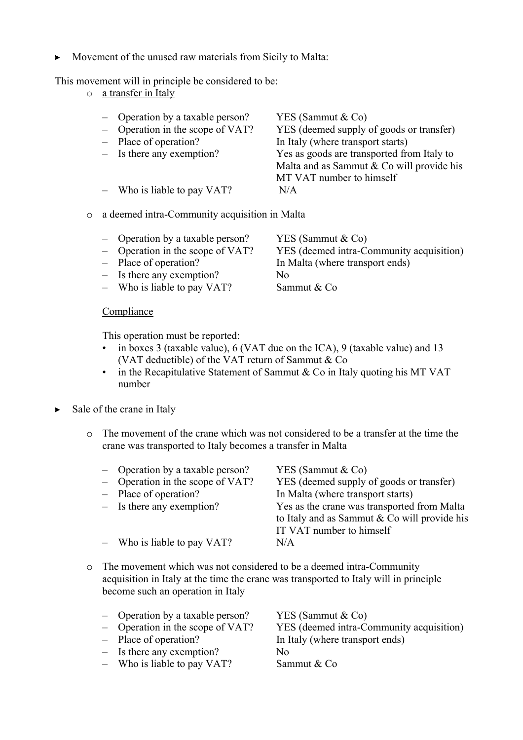- Movement of the unused raw materials from Sicily to Malta:

This movement will in principle be considered to be:

- a transfer in Italy

  - Operation by a taxable person? YES (Sammut & Co)
  - Operation in the scope of VAT? YES (deemed supply of goods or transfer)
  - Place of operation? In Italy (where transport starts)
  - Is there any exemption? Yes as goods are transported from Italy to Malta and as Sammut & Co will provide his MT VAT number to himself
  - Who is liable to pay VAT? N/A

- a deemed intra-Community acquisition in Malta

  - Operation by a taxable person? YES (Sammut & Co)
  - Operation in the scope of VAT? YES (deemed intra-Community acquisition)
  - Place of operation? In Malta (where transport ends)
  - Is there any exemption? No
  - Who is liable to pay VAT? Sammut & Co

  Compliance

  This operation must be reported:

  - in boxes 3 (taxable value), 6 (VAT due on the ICA), 9 (taxable value) and 13 (VAT deductible) of the VAT return of Sammut & Co
  - in the Recapitulative Statement of Sammut & Co in Italy quoting his MT VAT number

- Sale of the crane in Italy

  - The movement of the crane which was not considered to be a transfer at the time the crane was transported to Italy becomes a transfer in Malta

    - Operation by a taxable person? YES (Sammut & Co)
    - Operation in the scope of VAT? YES (deemed supply of goods or transfer)
    - Place of operation? In Malta (where transport starts)
    - Is there any exemption? Yes as the crane was transported from Malta to Italy and as Sammut & Co will provide his IT VAT number to himself
    - Who is liable to pay VAT? N/A

  - The movement which was not considered to be a deemed intra-Community acquisition in Italy at the time the crane was transported to Italy will in principle become such an operation in Italy

    - Operation by a taxable person? YES (Sammut & Co)
    - Operation in the scope of VAT? YES (deemed intra-Community acquisition)
    - Place of operation? In Italy (where transport ends)
    - Is there any exemption? No
    - Who is liable to pay VAT? Sammut & Co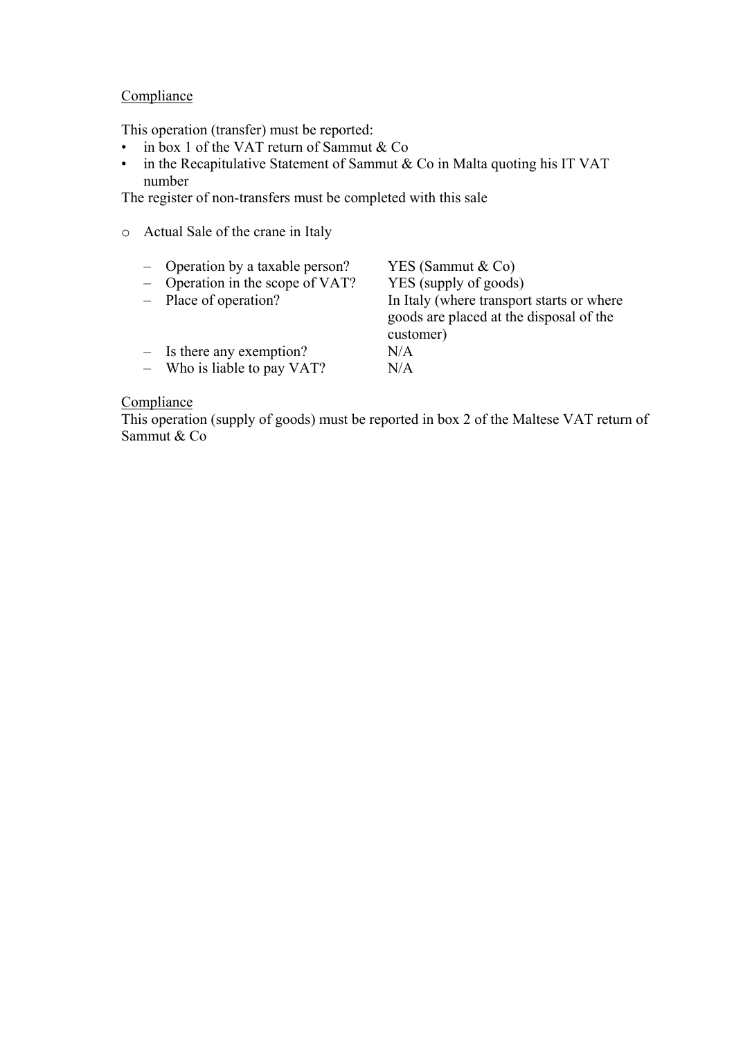Compliance

This operation (transfer) must be reported:

- in box 1 of the VAT return of Sammut & Co
- in the Recapitulative Statement of Sammut & Co in Malta quoting his IT VAT number

The register of non-transfers must be completed with this sale

- Actual Sale of the crane in Italy

  - Operation by a taxable person? YES (Sammut & Co)
  - Operation in the scope of VAT? YES (supply of goods)
  - Place of operation? In Italy (where transport starts or where goods are placed at the disposal of the customer)
  - Is there any exemption? N/A
  - Who is liable to pay VAT? N/A

Compliance

This operation (supply of goods) must be reported in box 2 of the Maltese VAT return of Sammut & Co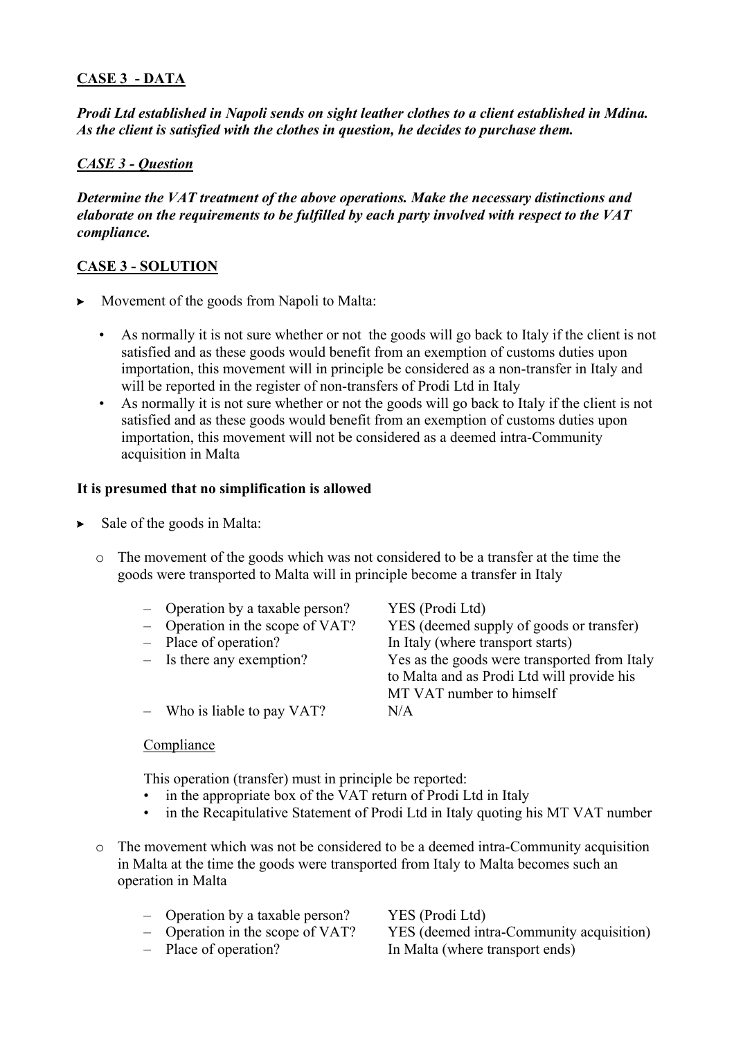## CASE 3 - DATA

***Prodi Ltd established in Napoli sends on sight leather clothes to a client established in Mdina. As the client is satisfied with the clothes in question, he decides to purchase them.***

## *CASE 3 - Question*

***Determine the VAT treatment of the above operations. Make the necessary distinctions and elaborate on the requirements to be fulfilled by each party involved with respect to the VAT compliance.***

## CASE 3 - SOLUTION

- Movement of the goods from Napoli to Malta:
  - As normally it is not sure whether or not the goods will go back to Italy if the client is not satisfied and as these goods would benefit from an exemption of customs duties upon importation, this movement will in principle be considered as a non-transfer in Italy and will be reported in the register of non-transfers of Prodi Ltd in Italy
  - As normally it is not sure whether or not the goods will go back to Italy if the client is not satisfied and as these goods would benefit from an exemption of customs duties upon importation, this movement will not be considered as a deemed intra-Community acquisition in Malta

**It is presumed that no simplification is allowed**

- Sale of the goods in Malta:
  - The movement of the goods which was not considered to be a transfer at the time the goods were transported to Malta will in principle become a transfer in Italy

    | | |
    |---|---|
    | – Operation by a taxable person? | YES (Prodi Ltd) |
    | – Operation in the scope of VAT? | YES (deemed supply of goods or transfer) |
    | – Place of operation? | In Italy (where transport starts) |
    | – Is there any exemption? | Yes as the goods were transported from Italy to Malta and as Prodi Ltd will provide his MT VAT number to himself |
    | – Who is liable to pay VAT? | N/A |

    Compliance

    This operation (transfer) must in principle be reported:
    - in the appropriate box of the VAT return of Prodi Ltd in Italy
    - in the Recapitulative Statement of Prodi Ltd in Italy quoting his MT VAT number

  - The movement which was not be considered to be a deemed intra-Community acquisition in Malta at the time the goods were transported from Italy to Malta becomes such an operation in Malta

    | | |
    |---|---|
    | – Operation by a taxable person? | YES (Prodi Ltd) |
    | – Operation in the scope of VAT? | YES (deemed intra-Community acquisition) |
    | – Place of operation? | In Malta (where transport ends) |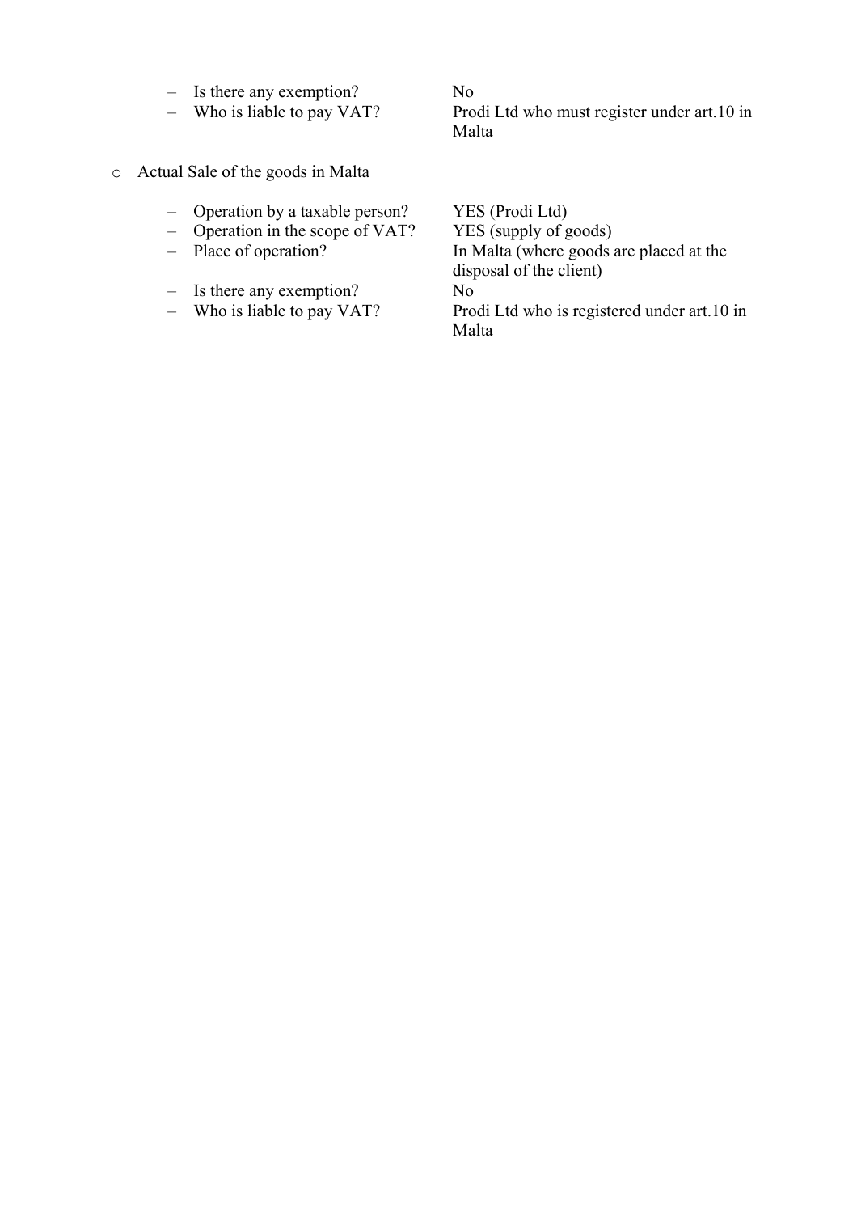- Is there any exemption? No
- Who is liable to pay VAT? Prodi Ltd who must register under art.10 in Malta

- Actual Sale of the goods in Malta

  - Operation by a taxable person? YES (Prodi Ltd)
  - Operation in the scope of VAT? YES (supply of goods)
  - Place of operation? In Malta (where goods are placed at the disposal of the client)
  - Is there any exemption? No
  - Who is liable to pay VAT? Prodi Ltd who is registered under art.10 in Malta